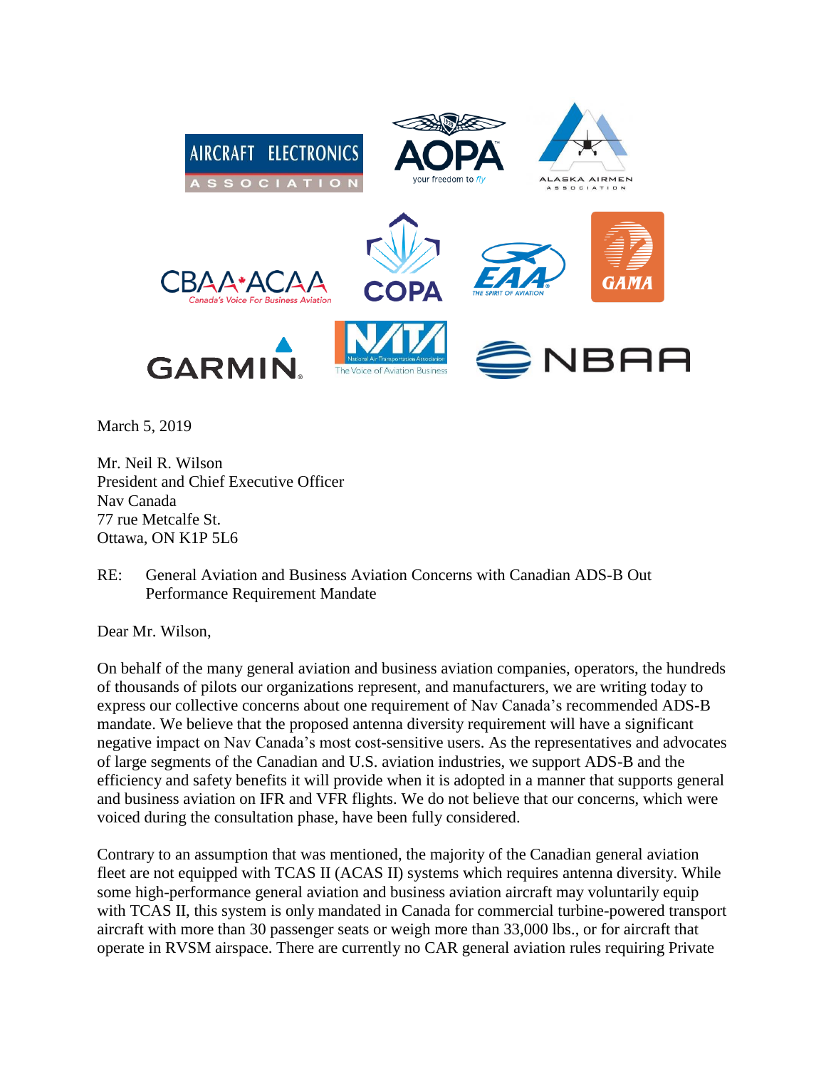March 5, 2019

Mr. Neil R. Wilson
President and Chief Executive Officer
Nav Canada
77 rue Metcalfe St.
Ottawa, ON K1P 5L6

RE: General Aviation and Business Aviation Concerns with Canadian ADS-B Out Performance Requirement Mandate

Dear Mr. Wilson,

On behalf of the many general aviation and business aviation companies, operators, the hundreds of thousands of pilots our organizations represent, and manufacturers, we are writing today to express our collective concerns about one requirement of Nav Canada's recommended ADS-B mandate. We believe that the proposed antenna diversity requirement will have a significant negative impact on Nav Canada's most cost-sensitive users. As the representatives and advocates of large segments of the Canadian and U.S. aviation industries, we support ADS-B and the efficiency and safety benefits it will provide when it is adopted in a manner that supports general and business aviation on IFR and VFR flights. We do not believe that our concerns, which were voiced during the consultation phase, have been fully considered.

Contrary to an assumption that was mentioned, the majority of the Canadian general aviation fleet are not equipped with TCAS II (ACAS II) systems which requires antenna diversity. While some high-performance general aviation and business aviation aircraft may voluntarily equip with TCAS II, this system is only mandated in Canada for commercial turbine-powered transport aircraft with more than 30 passenger seats or weigh more than 33,000 lbs., or for aircraft that operate in RVSM airspace. There are currently no CAR general aviation rules requiring Private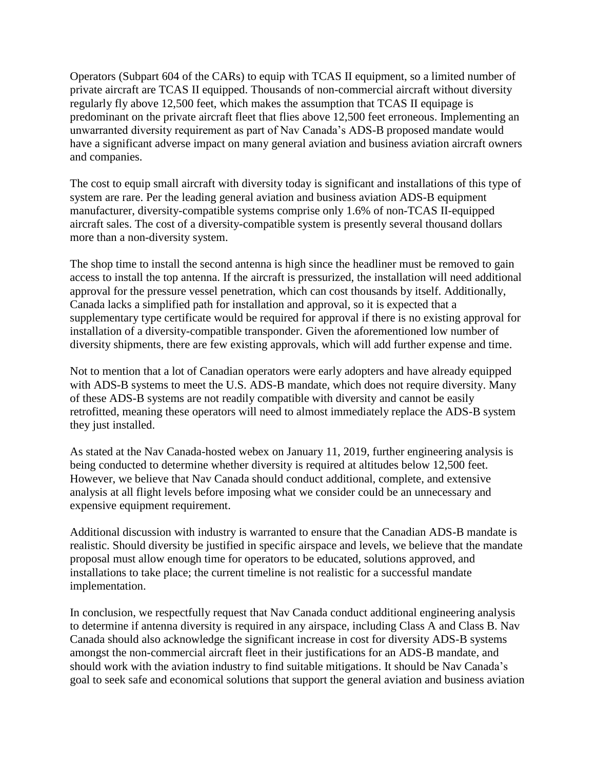Operators (Subpart 604 of the CARs) to equip with TCAS II equipment, so a limited number of private aircraft are TCAS II equipped. Thousands of non-commercial aircraft without diversity regularly fly above 12,500 feet, which makes the assumption that TCAS II equipage is predominant on the private aircraft fleet that flies above 12,500 feet erroneous. Implementing an unwarranted diversity requirement as part of Nav Canada's ADS-B proposed mandate would have a significant adverse impact on many general aviation and business aviation aircraft owners and companies.

The cost to equip small aircraft with diversity today is significant and installations of this type of system are rare. Per the leading general aviation and business aviation ADS-B equipment manufacturer, diversity-compatible systems comprise only 1.6% of non-TCAS II-equipped aircraft sales. The cost of a diversity-compatible system is presently several thousand dollars more than a non-diversity system.

The shop time to install the second antenna is high since the headliner must be removed to gain access to install the top antenna. If the aircraft is pressurized, the installation will need additional approval for the pressure vessel penetration, which can cost thousands by itself. Additionally, Canada lacks a simplified path for installation and approval, so it is expected that a supplementary type certificate would be required for approval if there is no existing approval for installation of a diversity-compatible transponder. Given the aforementioned low number of diversity shipments, there are few existing approvals, which will add further expense and time.

Not to mention that a lot of Canadian operators were early adopters and have already equipped with ADS-B systems to meet the U.S. ADS-B mandate, which does not require diversity. Many of these ADS-B systems are not readily compatible with diversity and cannot be easily retrofitted, meaning these operators will need to almost immediately replace the ADS-B system they just installed.

As stated at the Nav Canada-hosted webex on January 11, 2019, further engineering analysis is being conducted to determine whether diversity is required at altitudes below 12,500 feet. However, we believe that Nav Canada should conduct additional, complete, and extensive analysis at all flight levels before imposing what we consider could be an unnecessary and expensive equipment requirement.

Additional discussion with industry is warranted to ensure that the Canadian ADS-B mandate is realistic. Should diversity be justified in specific airspace and levels, we believe that the mandate proposal must allow enough time for operators to be educated, solutions approved, and installations to take place; the current timeline is not realistic for a successful mandate implementation.

In conclusion, we respectfully request that Nav Canada conduct additional engineering analysis to determine if antenna diversity is required in any airspace, including Class A and Class B. Nav Canada should also acknowledge the significant increase in cost for diversity ADS-B systems amongst the non-commercial aircraft fleet in their justifications for an ADS-B mandate, and should work with the aviation industry to find suitable mitigations. It should be Nav Canada's goal to seek safe and economical solutions that support the general aviation and business aviation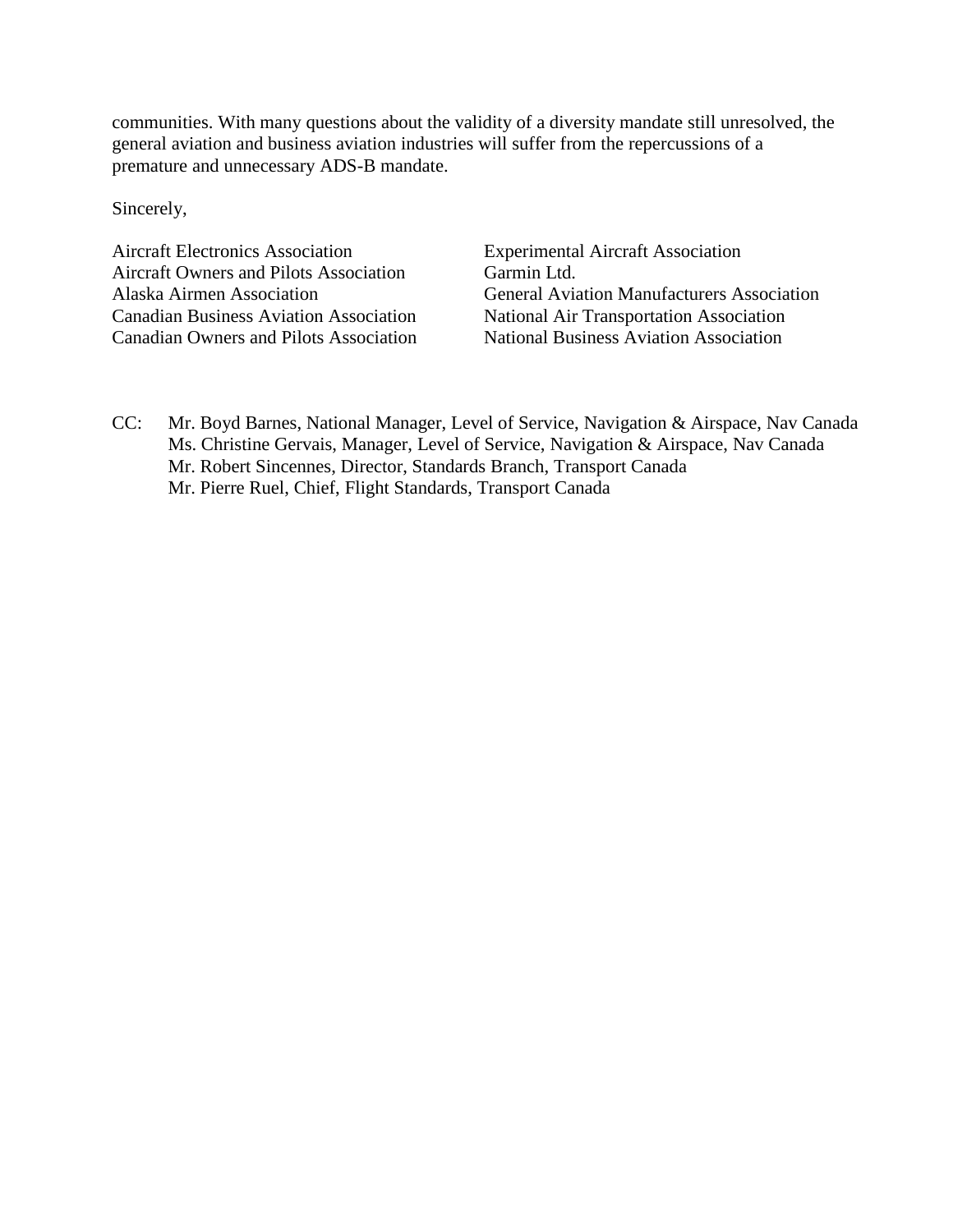communities. With many questions about the validity of a diversity mandate still unresolved, the general aviation and business aviation industries will suffer from the repercussions of a premature and unnecessary ADS-B mandate.

Sincerely,

Aircraft Electronics Association
Aircraft Owners and Pilots Association
Alaska Airmen Association
Canadian Business Aviation Association
Canadian Owners and Pilots Association
Experimental Aircraft Association
Garmin Ltd.
General Aviation Manufacturers Association
National Air Transportation Association
National Business Aviation Association

CC: Mr. Boyd Barnes, National Manager, Level of Service, Navigation & Airspace, Nav Canada
Ms. Christine Gervais, Manager, Level of Service, Navigation & Airspace, Nav Canada
Mr. Robert Sincennes, Director, Standards Branch, Transport Canada
Mr. Pierre Ruel, Chief, Flight Standards, Transport Canada